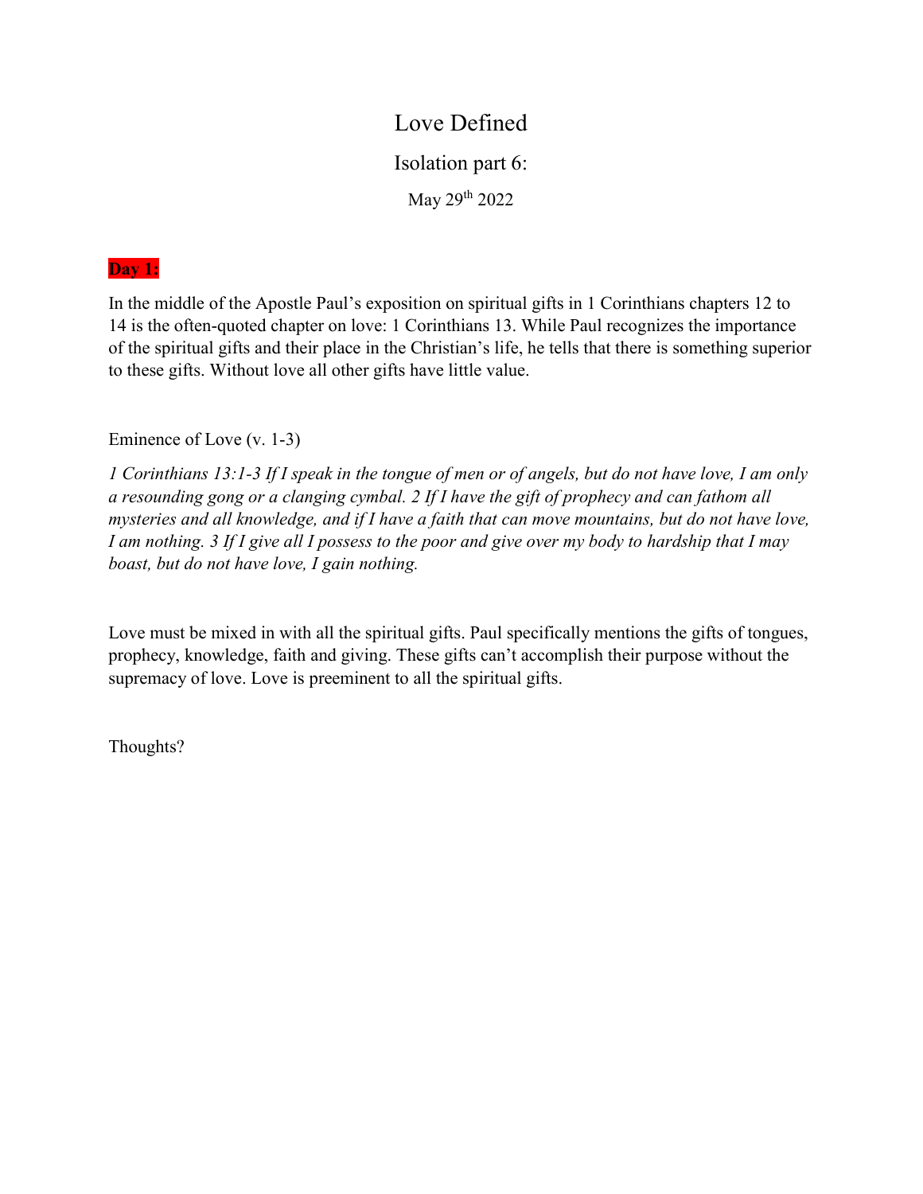# Love Defined

## Isolation part 6:

May 29th 2022

**Day 1:**

In the middle of the Apostle Paul's exposition on spiritual gifts in 1 Corinthians chapters 12 to 14 is the often-quoted chapter on love: 1 Corinthians 13. While Paul recognizes the importance of the spiritual gifts and their place in the Christian's life, he tells that there is something superior to these gifts. Without love all other gifts have little value.

Eminence of Love (v. 1-3)

*1 Corinthians 13:1-3 If I speak in the tongue of men or of angels, but do not have love, I am only a resounding gong or a clanging cymbal. 2 If I have the gift of prophecy and can fathom all mysteries and all knowledge, and if I have a faith that can move mountains, but do not have love, I am nothing. 3 If I give all I possess to the poor and give over my body to hardship that I may boast, but do not have love, I gain nothing.*

Love must be mixed in with all the spiritual gifts. Paul specifically mentions the gifts of tongues, prophecy, knowledge, faith and giving. These gifts can't accomplish their purpose without the supremacy of love. Love is preeminent to all the spiritual gifts.

Thoughts?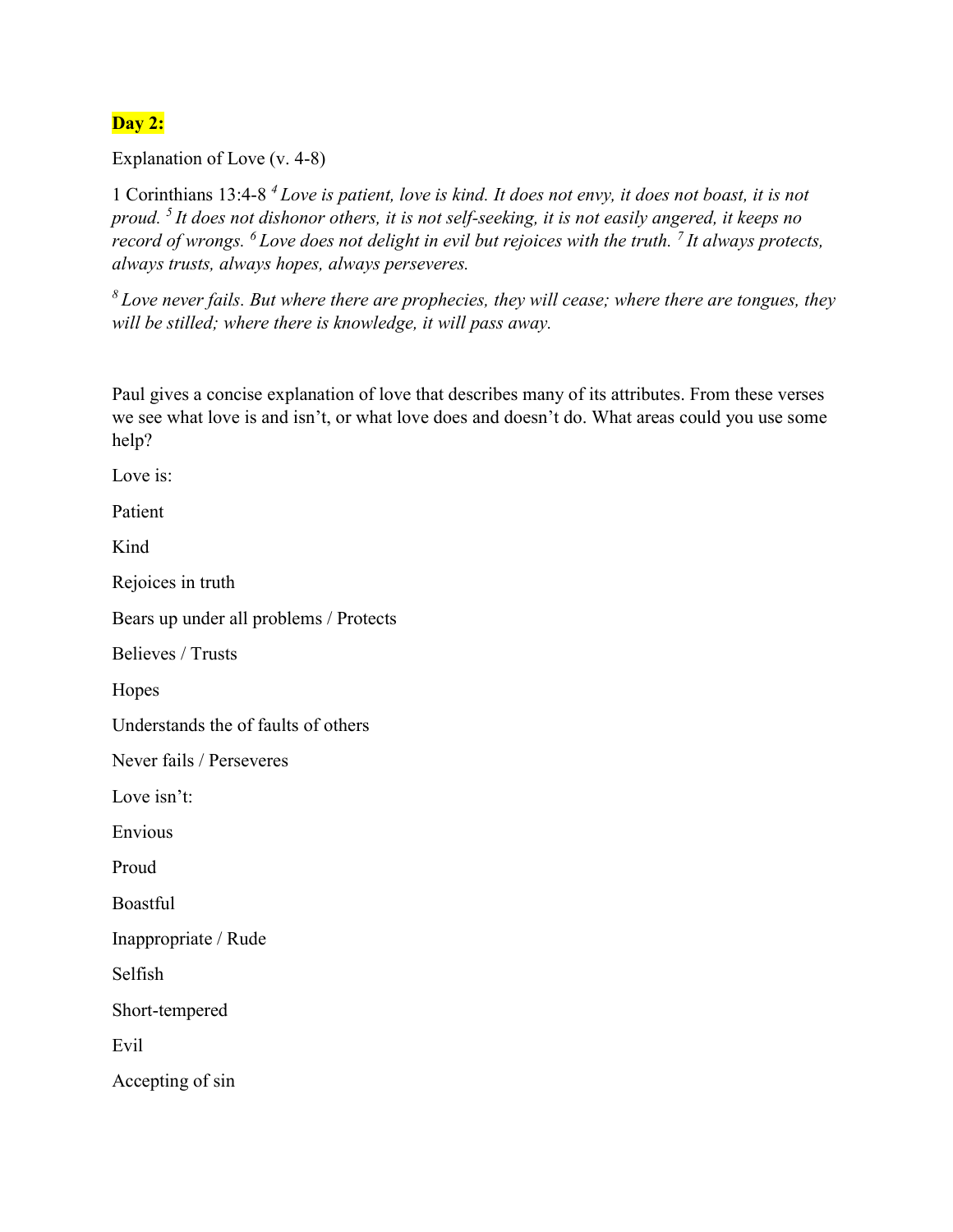**Day 2:**

Explanation of Love (v. 4-8)

1 Corinthians 13:4-8 [4] *Love is patient, love is kind. It does not envy, it does not boast, it is not proud.* [5] *It does not dishonor others, it is not self-seeking, it is not easily angered, it keeps no record of wrongs.* [6] *Love does not delight in evil but rejoices with the truth.* [7] *It always protects, always trusts, always hopes, always perseveres.*

[8] *Love never fails. But where there are prophecies, they will cease; where there are tongues, they will be stilled; where there is knowledge, it will pass away.*

Paul gives a concise explanation of love that describes many of its attributes. From these verses we see what love is and isn't, or what love does and doesn't do. What areas could you use some help?

Love is:

Patient

Kind

Rejoices in truth

Bears up under all problems / Protects

Believes / Trusts

Hopes

Understands the of faults of others

Never fails / Perseveres

Love isn't:

Envious

Proud

Boastful

Inappropriate / Rude

Selfish

Short-tempered

Evil

Accepting of sin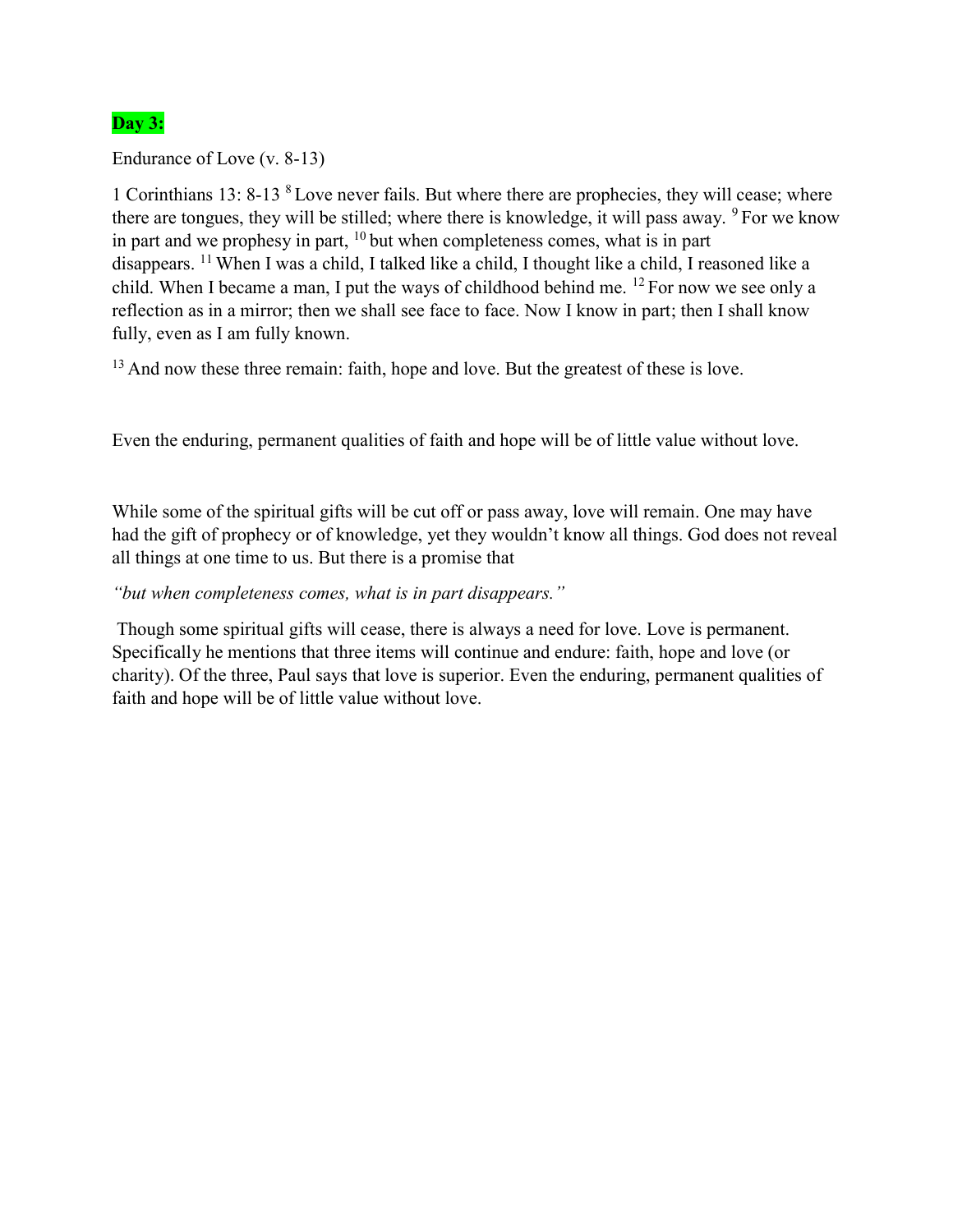**Day 3:**

Endurance of Love (v. 8-13)

1 Corinthians 13: 8-13 [8] Love never fails. But where there are prophecies, they will cease; where there are tongues, they will be stilled; where there is knowledge, it will pass away. [9] For we know in part and we prophesy in part, [10] but when completeness comes, what is in part disappears. [11] When I was a child, I talked like a child, I thought like a child, I reasoned like a child. When I became a man, I put the ways of childhood behind me. [12] For now we see only a reflection as in a mirror; then we shall see face to face. Now I know in part; then I shall know fully, even as I am fully known.

[13] And now these three remain: faith, hope and love. But the greatest of these is love.

Even the enduring, permanent qualities of faith and hope will be of little value without love.

While some of the spiritual gifts will be cut off or pass away, love will remain. One may have had the gift of prophecy or of knowledge, yet they wouldn't know all things. God does not reveal all things at one time to us. But there is a promise that

*"but when completeness comes, what is in part disappears."*

Though some spiritual gifts will cease, there is always a need for love. Love is permanent. Specifically he mentions that three items will continue and endure: faith, hope and love (or charity). Of the three, Paul says that love is superior. Even the enduring, permanent qualities of faith and hope will be of little value without love.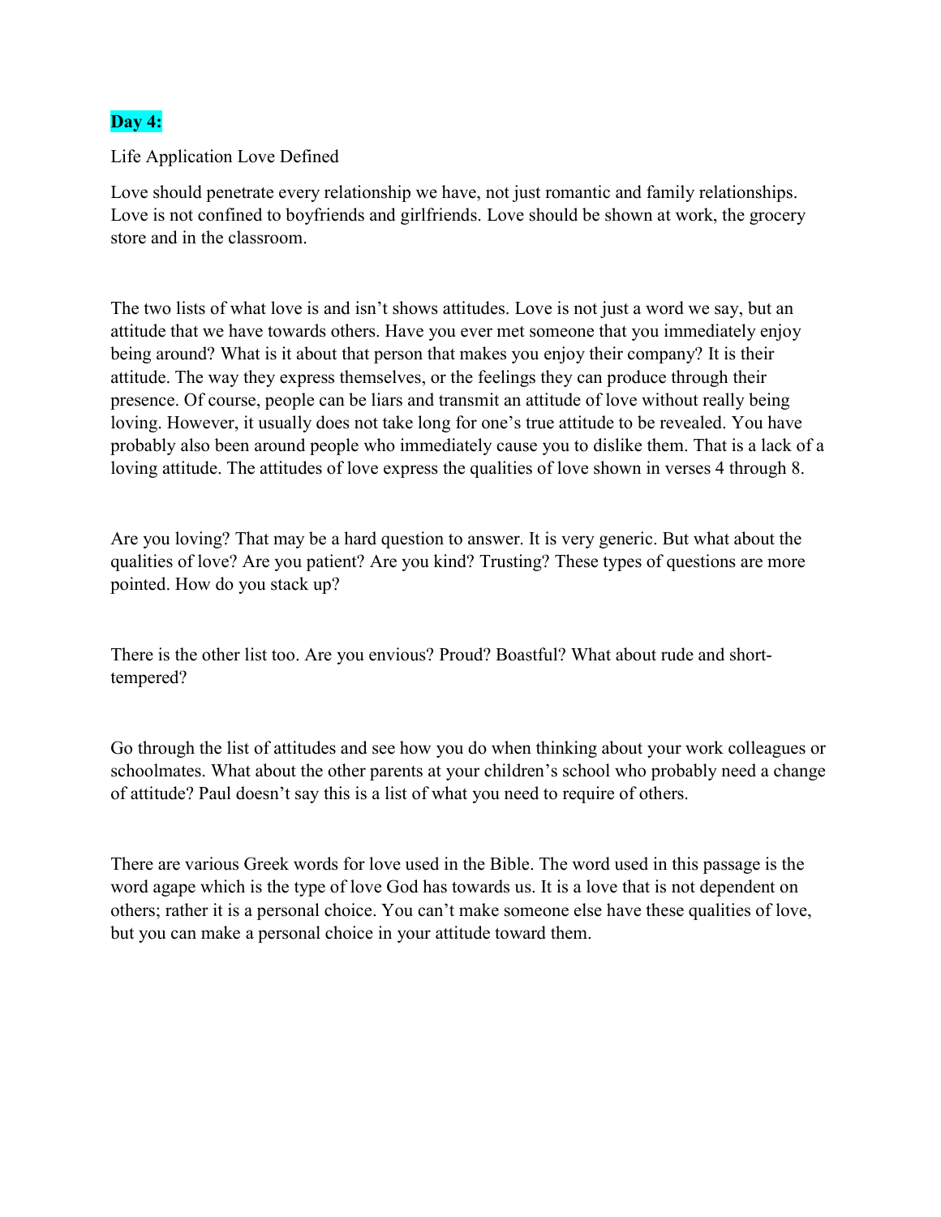**Day 4:**

Life Application Love Defined

Love should penetrate every relationship we have, not just romantic and family relationships. Love is not confined to boyfriends and girlfriends. Love should be shown at work, the grocery store and in the classroom.

The two lists of what love is and isn't shows attitudes. Love is not just a word we say, but an attitude that we have towards others. Have you ever met someone that you immediately enjoy being around? What is it about that person that makes you enjoy their company? It is their attitude. The way they express themselves, or the feelings they can produce through their presence. Of course, people can be liars and transmit an attitude of love without really being loving. However, it usually does not take long for one's true attitude to be revealed. You have probably also been around people who immediately cause you to dislike them. That is a lack of a loving attitude. The attitudes of love express the qualities of love shown in verses 4 through 8.

Are you loving? That may be a hard question to answer. It is very generic. But what about the qualities of love? Are you patient? Are you kind? Trusting? These types of questions are more pointed. How do you stack up?

There is the other list too. Are you envious? Proud? Boastful? What about rude and short-tempered?

Go through the list of attitudes and see how you do when thinking about your work colleagues or schoolmates. What about the other parents at your children's school who probably need a change of attitude? Paul doesn't say this is a list of what you need to require of others.

There are various Greek words for love used in the Bible. The word used in this passage is the word agape which is the type of love God has towards us. It is a love that is not dependent on others; rather it is a personal choice. You can't make someone else have these qualities of love, but you can make a personal choice in your attitude toward them.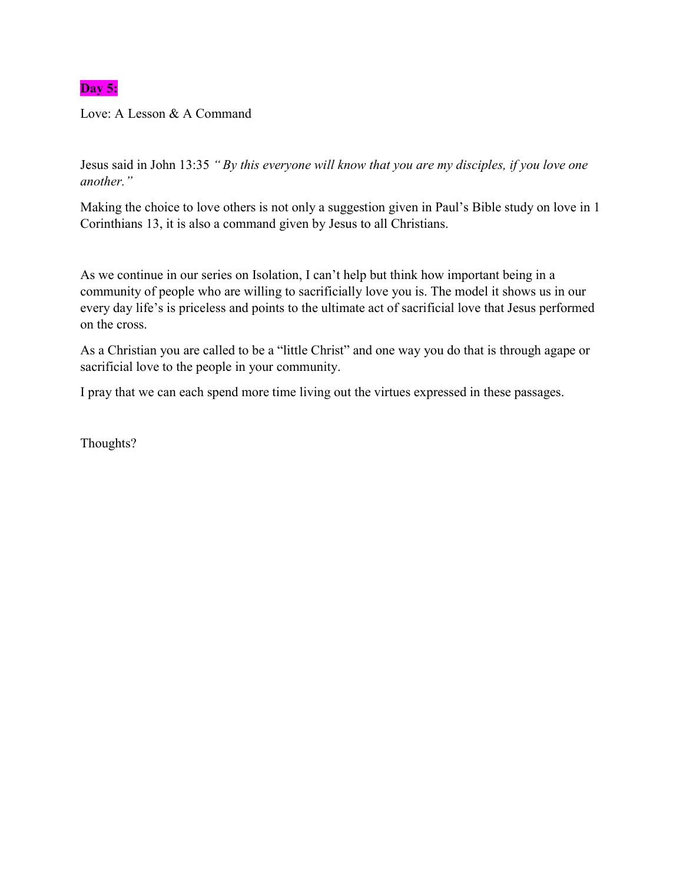**Day 5:**

Love: A Lesson & A Command

Jesus said in John 13:35 *" By this everyone will know that you are my disciples, if you love one another."*

Making the choice to love others is not only a suggestion given in Paul's Bible study on love in 1 Corinthians 13, it is also a command given by Jesus to all Christians.

As we continue in our series on Isolation, I can't help but think how important being in a community of people who are willing to sacrificially love you is. The model it shows us in our every day life's is priceless and points to the ultimate act of sacrificial love that Jesus performed on the cross.

As a Christian you are called to be a "little Christ" and one way you do that is through agape or sacrificial love to the people in your community.

I pray that we can each spend more time living out the virtues expressed in these passages.

Thoughts?